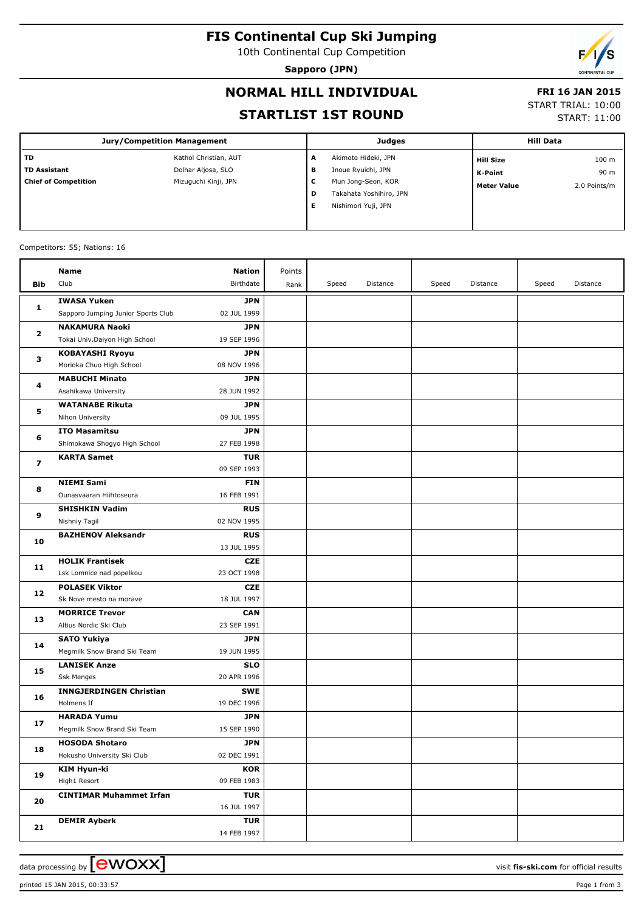# FIS Continental Cup Ski Jumping

10th Continental Cup Competition

**Sapporo (JPN)**

## NORMAL HILL INDIVIDUAL

## STARTLIST 1ST ROUND

**FRI 16 JAN 2015**
START TRIAL: 10:00
START: 11:00

| Jury/Competition Management | | Judges | | Hill Data | |
|---|---|---|---|---|---|
| **TD** | Kathol Christian, AUT | **A** | Akimoto Hideki, JPN | **Hill Size** | 100 m |
| **TD Assistant** | Dolhar Aljosa, SLO | **B** | Inoue Ryuichi, JPN | **K-Point** | 90 m |
| **Chief of Competition** | Mizuguchi Kinji, JPN | **C** | Mun Jong-Seon, KOR | **Meter Value** | 2.0 Points/m |
| | | **D** | Takahata Yoshihiro, JPN | | |
| | | **E** | Nishimori Yuji, JPN | | |

Competitors: 55; Nations: 16

| Bib | Name / Club | Nation / Birthdate | Points / Rank | Speed | Distance | Speed | Distance | Speed | Distance |
|---|---|---|---|---|---|---|---|---|---|
| **1** | **IWASA Yuken**<br>Sapporo Jumping Junior Sports Club | **JPN**<br>02 JUL 1999 | | | | | | | |
| **2** | **NAKAMURA Naoki**<br>Tokai Univ.Daiyon High School | **JPN**<br>19 SEP 1996 | | | | | | | |
| **3** | **KOBAYASHI Ryoyu**<br>Morioka Chuo High School | **JPN**<br>08 NOV 1996 | | | | | | | |
| **4** | **MABUCHI Minato**<br>Asahikawa University | **JPN**<br>28 JUN 1992 | | | | | | | |
| **5** | **WATANABE Rikuta**<br>Nihon University | **JPN**<br>09 JUL 1995 | | | | | | | |
| **6** | **ITO Masamitsu**<br>Shimokawa Shogyo High School | **JPN**<br>27 FEB 1998 | | | | | | | |
| **7** | **KARTA Samet** | **TUR**<br>09 SEP 1993 | | | | | | | |
| **8** | **NIEMI Sami**<br>Ounasvaaran Hiihtoseura | **FIN**<br>16 FEB 1991 | | | | | | | |
| **9** | **SHISHKIN Vadim**<br>Nishniy Tagil | **RUS**<br>02 NOV 1995 | | | | | | | |
| **10** | **BAZHENOV Aleksandr** | **RUS**<br>13 JUL 1995 | | | | | | | |
| **11** | **HOLIK Frantisek**<br>Lsk Lomnice nad popelkou | **CZE**<br>23 OCT 1998 | | | | | | | |
| **12** | **POLASEK Viktor**<br>Sk Nove mesto na morave | **CZE**<br>18 JUL 1997 | | | | | | | |
| **13** | **MORRICE Trevor**<br>Altius Nordic Ski Club | **CAN**<br>23 SEP 1991 | | | | | | | |
| **14** | **SATO Yukiya**<br>Megmilk Snow Brand Ski Team | **JPN**<br>19 JUN 1995 | | | | | | | |
| **15** | **LANISEK Anze**<br>Ssk Menges | **SLO**<br>20 APR 1996 | | | | | | | |
| **16** | **INNGJERDINGEN Christian**<br>Holmens If | **SWE**<br>19 DEC 1996 | | | | | | | |
| **17** | **HARADA Yumu**<br>Megmilk Snow Brand Ski Team | **JPN**<br>15 SEP 1990 | | | | | | | |
| **18** | **HOSODA Shotaro**<br>Hokusho University Ski Club | **JPN**<br>02 DEC 1991 | | | | | | | |
| **19** | **KIM Hyun-ki**<br>High1 Resort | **KOR**<br>09 FEB 1983 | | | | | | | |
| **20** | **CINTIMAR Muhammet Irfan** | **TUR**<br>16 JUL 1997 | | | | | | | |
| **21** | **DEMIR Ayberk** | **TUR**<br>14 FEB 1997 | | | | | | | |

data processing by ewoxx — visit **fis-ski.com** for official results

printed 15 JAN 2015, 00:33:57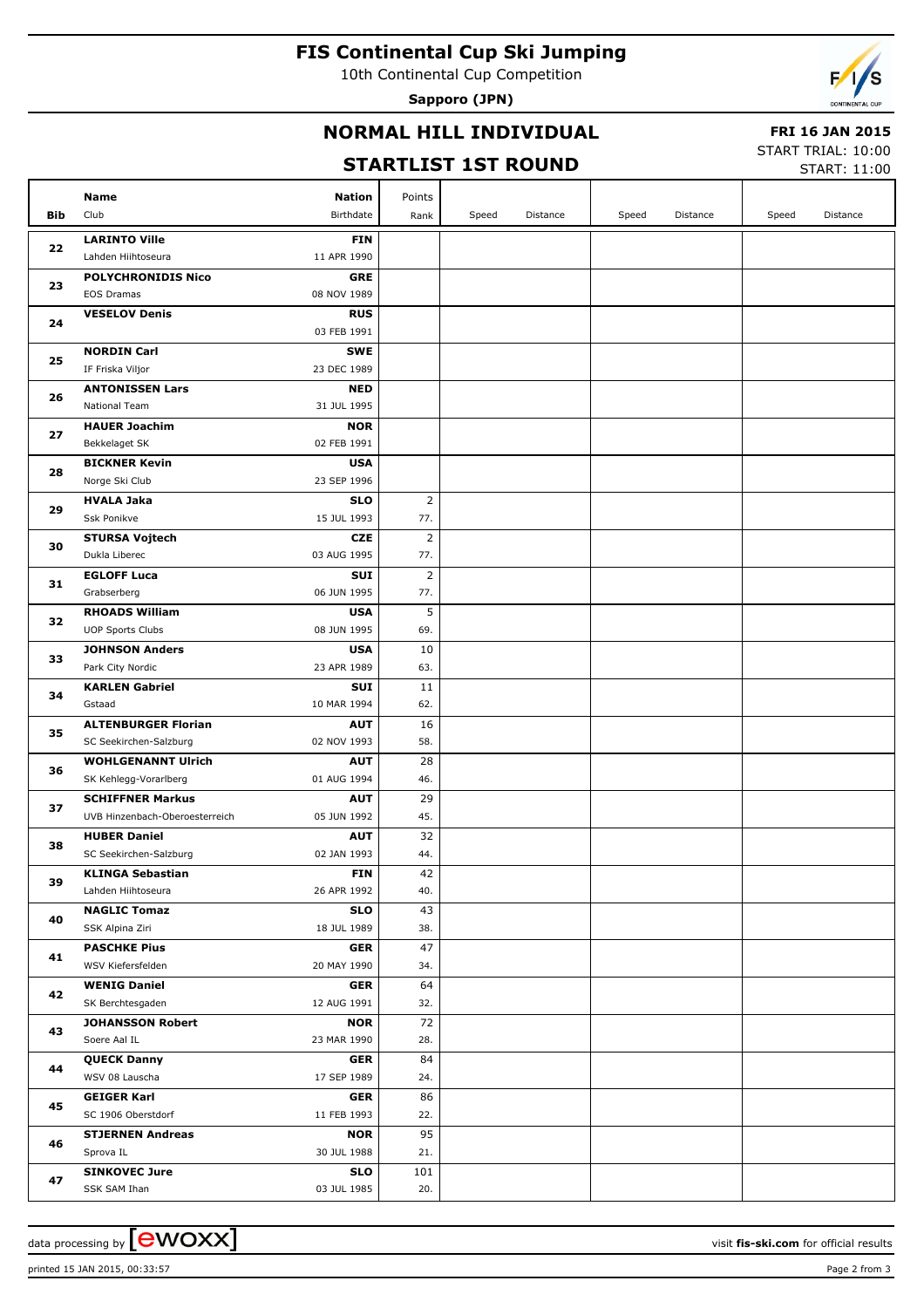# FIS Continental Cup Ski Jumping

10th Continental Cup Competition

**Sapporo (JPN)**

## NORMAL HILL INDIVIDUAL

## STARTLIST 1ST ROUND

**FRI 16 JAN 2015**

START TRIAL: 10:00

START: 11:00

| Bib | Name / Club | Nation / Birthdate | Points / Rank | Speed | Distance | Speed | Distance | Speed | Distance |
|---|---|---|---|---|---|---|---|---|---|
| 22 | **LARINTO Ville**<br>Lahden Hiihtoseura | **FIN**<br>11 APR 1990 | | | | | | | |
| 23 | **POLYCHRONIDIS Nico**<br>EOS Dramas | **GRE**<br>08 NOV 1989 | | | | | | | |
| 24 | **VESELOV Denis** | **RUS**<br>03 FEB 1991 | | | | | | | |
| 25 | **NORDIN Carl**<br>IF Friska Viljor | **SWE**<br>23 DEC 1989 | | | | | | | |
| 26 | **ANTONISSEN Lars**<br>National Team | **NED**<br>31 JUL 1995 | | | | | | | |
| 27 | **HAUER Joachim**<br>Bekkelaget SK | **NOR**<br>02 FEB 1991 | | | | | | | |
| 28 | **BICKNER Kevin**<br>Norge Ski Club | **USA**<br>23 SEP 1996 | | | | | | | |
| 29 | **HVALA Jaka**<br>Ssk Ponikve | **SLO**<br>15 JUL 1993 | 2<br>77. | | | | | | |
| 30 | **STURSA Vojtech**<br>Dukla Liberec | **CZE**<br>03 AUG 1995 | 2<br>77. | | | | | | |
| 31 | **EGLOFF Luca**<br>Grabserberg | **SUI**<br>06 JUN 1995 | 2<br>77. | | | | | | |
| 32 | **RHOADS William**<br>UOP Sports Clubs | **USA**<br>08 JUN 1995 | 5<br>69. | | | | | | |
| 33 | **JOHNSON Anders**<br>Park City Nordic | **USA**<br>23 APR 1989 | 10<br>63. | | | | | | |
| 34 | **KARLEN Gabriel**<br>Gstaad | **SUI**<br>10 MAR 1994 | 11<br>62. | | | | | | |
| 35 | **ALTENBURGER Florian**<br>SC Seekirchen-Salzburg | **AUT**<br>02 NOV 1993 | 16<br>58. | | | | | | |
| 36 | **WOHLGENANNT Ulrich**<br>SK Kehlegg-Vorarlberg | **AUT**<br>01 AUG 1994 | 28<br>46. | | | | | | |
| 37 | **SCHIFFNER Markus**<br>UVB Hinzenbach-Oberoesterreich | **AUT**<br>05 JUN 1992 | 29<br>45. | | | | | | |
| 38 | **HUBER Daniel**<br>SC Seekirchen-Salzburg | **AUT**<br>02 JAN 1993 | 32<br>44. | | | | | | |
| 39 | **KLINGA Sebastian**<br>Lahden Hiihtoseura | **FIN**<br>26 APR 1992 | 42<br>40. | | | | | | |
| 40 | **NAGLIC Tomaz**<br>SSK Alpina Ziri | **SLO**<br>18 JUL 1989 | 43<br>38. | | | | | | |
| 41 | **PASCHKE Pius**<br>WSV Kiefersfelden | **GER**<br>20 MAY 1990 | 47<br>34. | | | | | | |
| 42 | **WENIG Daniel**<br>SK Berchtesgaden | **GER**<br>12 AUG 1991 | 64<br>32. | | | | | | |
| 43 | **JOHANSSON Robert**<br>Soere Aal IL | **NOR**<br>23 MAR 1990 | 72<br>28. | | | | | | |
| 44 | **QUECK Danny**<br>WSV 08 Lauscha | **GER**<br>17 SEP 1989 | 84<br>24. | | | | | | |
| 45 | **GEIGER Karl**<br>SC 1906 Oberstdorf | **GER**<br>11 FEB 1993 | 86<br>22. | | | | | | |
| 46 | **STJERNEN Andreas**<br>Sprova IL | **NOR**<br>30 JUL 1988 | 95<br>21. | | | | | | |
| 47 | **SINKOVEC Jure**<br>SSK SAM Ihan | **SLO**<br>03 JUL 1985 | 101<br>20. | | | | | | |

data processing by ewoxx — visit **fis-ski.com** for official results

printed 15 JAN 2015, 00:33:57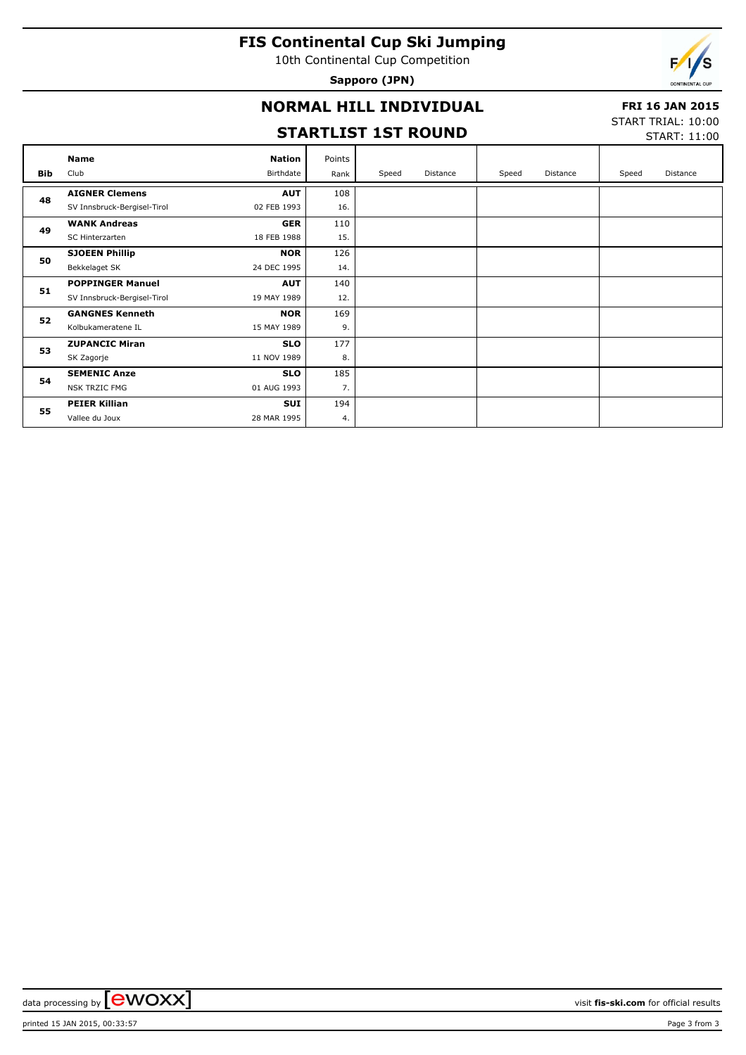# FIS Continental Cup Ski Jumping

10th Continental Cup Competition

**Sapporo (JPN)**

## NORMAL HILL INDIVIDUAL

**FRI 16 JAN 2015**

START TRIAL: 10:00

START: 11:00

## STARTLIST 1ST ROUND

| Bib | Name / Club | Nation / Birthdate | Points / Rank | Speed | Distance | Speed | Distance | Speed | Distance |
|---|---|---|---|---|---|---|---|---|---|
| 48 | **AIGNER Clemens**<br>SV Innsbruck-Bergisel-Tirol | **AUT**<br>02 FEB 1993 | 108<br>16. | | | | | | |
| 49 | **WANK Andreas**<br>SC Hinterzarten | **GER**<br>18 FEB 1988 | 110<br>15. | | | | | | |
| 50 | **SJOEEN Phillip**<br>Bekkelaget SK | **NOR**<br>24 DEC 1995 | 126<br>14. | | | | | | |
| 51 | **POPPINGER Manuel**<br>SV Innsbruck-Bergisel-Tirol | **AUT**<br>19 MAY 1989 | 140<br>12. | | | | | | |
| 52 | **GANGNES Kenneth**<br>Kolbukameratene IL | **NOR**<br>15 MAY 1989 | 169<br>9. | | | | | | |
| 53 | **ZUPANCIC Miran**<br>SK Zagorje | **SLO**<br>11 NOV 1989 | 177<br>8. | | | | | | |
| 54 | **SEMENIC Anze**<br>NSK TRZIC FMG | **SLO**<br>01 AUG 1993 | 185<br>7. | | | | | | |
| 55 | **PEIER Killian**<br>Vallee du Joux | **SUI**<br>28 MAR 1995 | 194<br>4. | | | | | | |

data processing by [ewoxx]

visit **fis-ski.com** for official results

printed 15 JAN 2015, 00:33:57